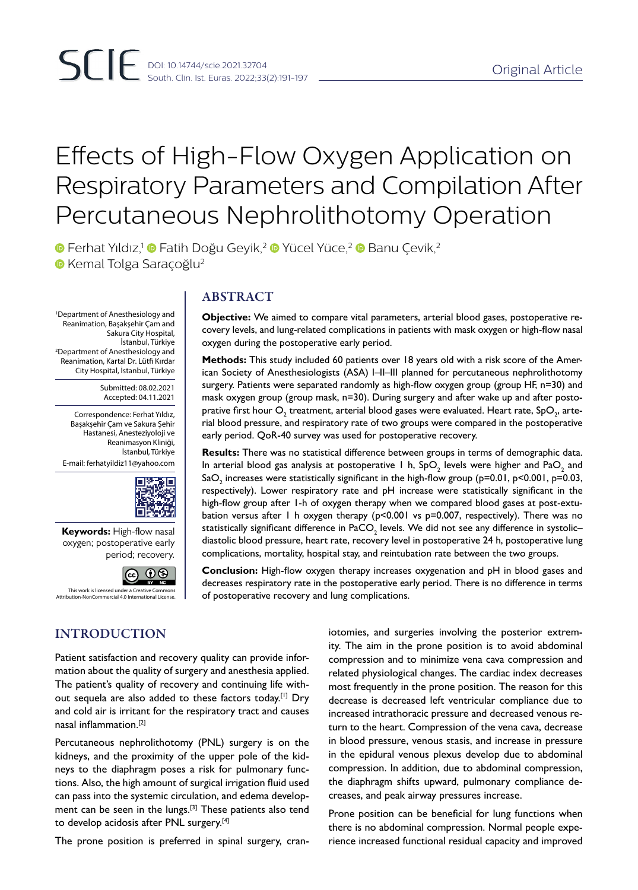Original Article

# Effects of High-Flow Oxygen Application on Respiratory Parameters and Compilation After Percutaneous Nephrolithotomy Operation

Ferhat Yıldız,[1] Fatih Doğu Geyik,[2] Yücel Yüce,[2] Banu Çevik,[2] Kemal Tolga Saraçoğlu[2]

[1]Department of Anesthesiology and Reanimation, Başakşehir Çam and Sakura City Hospital, İstanbul, Türkiye
[2]Department of Anesthesiology and Reanimation, Kartal Dr. Lütfi Kırdar City Hospital, İstanbul, Türkiye

Submitted: 08.02.2021
Accepted: 04.11.2021

Correspondence: Ferhat Yıldız, Başakşehir Çam ve Sakura Şehir Hastanesi, Anesteziyoloji ve Reanimasyon Kliniği, İstanbul, Türkiye
E-mail: ferhatyildiz11@yahoo.com

**Keywords:** High-flow nasal oxygen; postoperative early period; recovery.

This work is licensed under a Creative Commons Attribution-NonCommercial 4.0 International License.

## ABSTRACT

**Objective:** We aimed to compare vital parameters, arterial blood gases, postoperative recovery levels, and lung-related complications in patients with mask oxygen or high-flow nasal oxygen during the postoperative early period.

**Methods:** This study included 60 patients over 18 years old with a risk score of the American Society of Anesthesiologists (ASA) I–II–III planned for percutaneous nephrolithotomy surgery. Patients were separated randomly as high-flow oxygen group (group HF, n=30) and mask oxygen group (group mask, n=30). During surgery and after wake up and after postoprative first hour $O_2$ treatment, arterial blood gases were evaluated. Heart rate, $SpO_2$, arterial blood pressure, and respiratory rate of two groups were compared in the postoperative early period. QoR-40 survey was used for postoperative recovery.

**Results:** There was no statistical difference between groups in terms of demographic data. In arterial blood gas analysis at postoperative 1 h, $SpO_2$ levels were higher and $PaO_2$ and $SaO_2$ increases were statistically significant in the high-flow group ($p=0.01$, $p<0.001$, $p=0.03$, respectively). Lower respiratory rate and pH increase were statistically significant in the high-flow group after 1-h of oxygen therapy when we compared blood gases at post-extubation versus after 1 h oxygen therapy ($p<0.001$ vs $p=0.007$, respectively). There was no statistically significant difference in $PaCO_2$ levels. We did not see any difference in systolic–diastolic blood pressure, heart rate, recovery level in postoperative 24 h, postoperative lung complications, mortality, hospital stay, and reintubation rate between the two groups.

**Conclusion:** High-flow oxygen therapy increases oxygenation and pH in blood gases and decreases respiratory rate in the postoperative early period. There is no difference in terms of postoperative recovery and lung complications.

## INTRODUCTION

Patient satisfaction and recovery quality can provide information about the quality of surgery and anesthesia applied. The patient's quality of recovery and continuing life without sequela are also added to these factors today.[1] Dry and cold air is irritant for the respiratory tract and causes nasal inflammation.[2]

Percutaneous nephrolithotomy (PNL) surgery is on the kidneys, and the proximity of the upper pole of the kidneys to the diaphragm poses a risk for pulmonary functions. Also, the high amount of surgical irrigation fluid used can pass into the systemic circulation, and edema development can be seen in the lungs.[3] These patients also tend to develop acidosis after PNL surgery.[4]

The prone position is preferred in spinal surgery, craniotomies, and surgeries involving the posterior extremity. The aim in the prone position is to avoid abdominal compression and to minimize vena cava compression and related physiological changes. The cardiac index decreases most frequently in the prone position. The reason for this decrease is decreased left ventricular compliance due to increased intrathoracic pressure and decreased venous return to the heart. Compression of the vena cava, decrease in blood pressure, venous stasis, and increase in pressure in the epidural venous plexus develop due to abdominal compression. In addition, due to abdominal compression, the diaphragm shifts upward, pulmonary compliance decreases, and peak airway pressures increase.

Prone position can be beneficial for lung functions when there is no abdominal compression. Normal people experience increased functional residual capacity and improved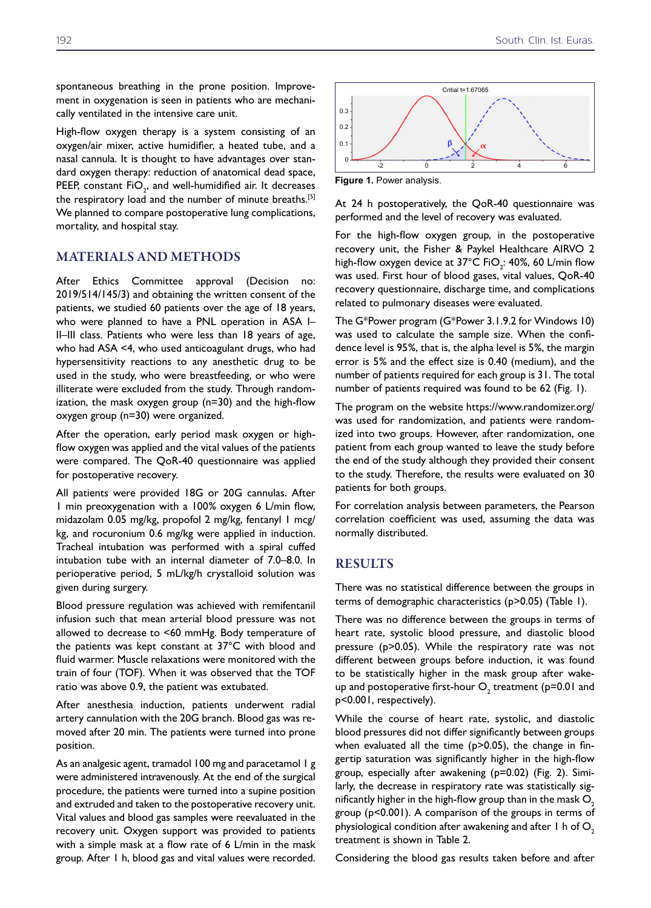spontaneous breathing in the prone position. Improvement in oxygenation is seen in patients who are mechanically ventilated in the intensive care unit.

High-flow oxygen therapy is a system consisting of an oxygen/air mixer, active humidifier, a heated tube, and a nasal cannula. It is thought to have advantages over standard oxygen therapy: reduction of anatomical dead space, PEEP, constant $FiO_2$, and well-humidified air. It decreases the respiratory load and the number of minute breaths.[5] We planned to compare postoperative lung complications, mortality, and hospital stay.

## MATERIALS AND METHODS

After Ethics Committee approval (Decision no: 2019/514/145/3) and obtaining the written consent of the patients, we studied 60 patients over the age of 18 years, who were planned to have a PNL operation in ASA I–II–III class. Patients who were less than 18 years of age, who had ASA <4, who used anticoagulant drugs, who had hypersensitivity reactions to any anesthetic drug to be used in the study, who were breastfeeding, or who were illiterate were excluded from the study. Through randomization, the mask oxygen group (n=30) and the high-flow oxygen group (n=30) were organized.

After the operation, early period mask oxygen or high-flow oxygen was applied and the vital values of the patients were compared. The QoR-40 questionnaire was applied for postoperative recovery.

All patients were provided 18G or 20G cannulas. After 1 min preoxygenation with a 100% oxygen 6 L/min flow, midazolam 0.05 mg/kg, propofol 2 mg/kg, fentanyl 1 mcg/kg, and rocuronium 0.6 mg/kg were applied in induction. Tracheal intubation was performed with a spiral cuffed intubation tube with an internal diameter of 7.0–8.0. In perioperative period, 5 mL/kg/h crystalloid solution was given during surgery.

Blood pressure regulation was achieved with remifentanil infusion such that mean arterial blood pressure was not allowed to decrease to <60 mmHg. Body temperature of the patients was kept constant at 37°C with blood and fluid warmer. Muscle relaxations were monitored with the train of four (TOF). When it was observed that the TOF ratio was above 0.9, the patient was extubated.

After anesthesia induction, patients underwent radial artery cannulation with the 20G branch. Blood gas was removed after 20 min. The patients were turned into prone position.

As an analgesic agent, tramadol 100 mg and paracetamol 1 g were administered intravenously. At the end of the surgical procedure, the patients were turned into a supine position and extruded and taken to the postoperative recovery unit. Vital values and blood gas samples were reevaluated in the recovery unit. Oxygen support was provided to patients with a simple mask at a flow rate of 6 L/min in the mask group. After 1 h, blood gas and vital values were recorded.

Figure 1. Power analysis.

At 24 h postoperatively, the QoR-40 questionnaire was performed and the level of recovery was evaluated.

For the high-flow oxygen group, in the postoperative recovery unit, the Fisher & Paykel Healthcare AIRVO 2 high-flow oxygen device at 37°C $FiO_2$: 40%, 60 L/min flow was used. First hour of blood gases, vital values, QoR-40 recovery questionnaire, discharge time, and complications related to pulmonary diseases were evaluated.

The G*Power program (G*Power 3.1.9.2 for Windows 10) was used to calculate the sample size. When the confidence level is 95%, that is, the alpha level is 5%, the margin error is 5% and the effect size is 0.40 (medium), and the number of patients required for each group is 31. The total number of patients required was found to be 62 (Fig. 1).

The program on the website https://www.randomizer.org/ was used for randomization, and patients were randomized into two groups. However, after randomization, one patient from each group wanted to leave the study before the end of the study although they provided their consent to the study. Therefore, the results were evaluated on 30 patients for both groups.

For correlation analysis between parameters, the Pearson correlation coefficient was used, assuming the data was normally distributed.

## RESULTS

There was no statistical difference between the groups in terms of demographic characteristics (p>0.05) (Table 1).

There was no difference between the groups in terms of heart rate, systolic blood pressure, and diastolic blood pressure (p>0.05). While the respiratory rate was not different between groups before induction, it was found to be statistically higher in the mask group after wake-up and postoperative first-hour $O_2$ treatment (p=0.01 and p<0.001, respectively).

While the course of heart rate, systolic, and diastolic blood pressures did not differ significantly between groups when evaluated all the time (p>0.05), the change in fingertip saturation was significantly higher in the high-flow group, especially after awakening (p=0.02) (Fig. 2). Similarly, the decrease in respiratory rate was statistically significantly higher in the high-flow group than in the mask $O_2$ group (p<0.001). A comparison of the groups in terms of physiological condition after awakening and after 1 h of $O_2$ treatment is shown in Table 2.

Considering the blood gas results taken before and after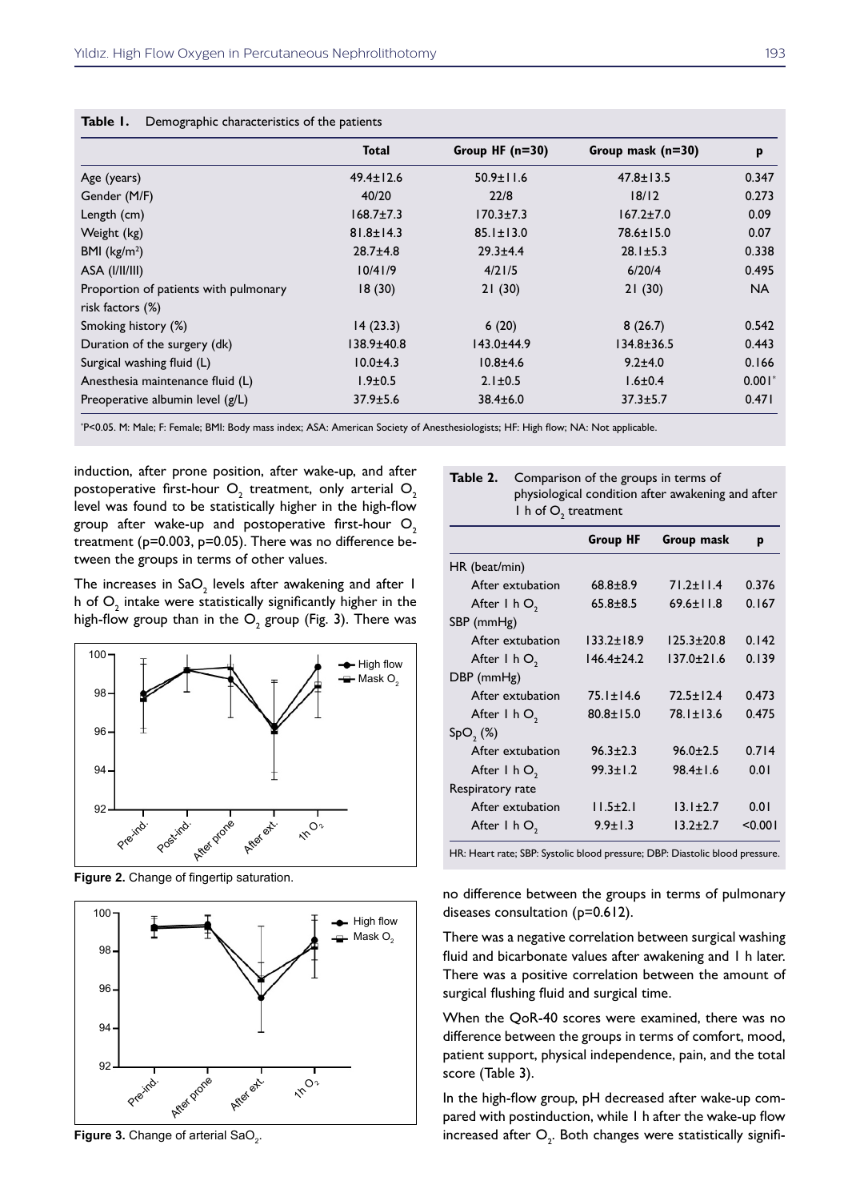**Table 1.** Demographic characteristics of the patients

| | Total | Group HF (n=30) | Group mask (n=30) | p |
|---|---|---|---|---|
| Age (years) | 49.4±12.6 | 50.9±11.6 | 47.8±13.5 | 0.347 |
| Gender (M/F) | 40/20 | 22/8 | 18/12 | 0.273 |
| Length (cm) | 168.7±7.3 | 170.3±7.3 | 167.2±7.0 | 0.09 |
| Weight (kg) | 81.8±14.3 | 85.1±13.0 | 78.6±15.0 | 0.07 |
| BMI (kg/m²) | 28.7±4.8 | 29.3±4.4 | 28.1±5.3 | 0.338 |
| ASA (I/II/III) | 10/41/9 | 4/21/5 | 6/20/4 | 0.495 |
| Proportion of patients with pulmonary risk factors (%) | 18 (30) | 21 (30) | 21 (30) | NA |
| Smoking history (%) | 14 (23.3) | 6 (20) | 8 (26.7) | 0.542 |
| Duration of the surgery (dk) | 138.9±40.8 | 143.0±44.9 | 134.8±36.5 | 0.443 |
| Surgical washing fluid (L) | 10.0±4.3 | 10.8±4.6 | 9.2±4.0 | 0.166 |
| Anesthesia maintenance fluid (L) | 1.9±0.5 | 2.1±0.5 | 1.6±0.4 | 0.001* |
| Preoperative albumin level (g/L) | 37.9±5.6 | 38.4±6.0 | 37.3±5.7 | 0.471 |

*P<0.05. M: Male; F: Female; BMI: Body mass index; ASA: American Society of Anesthesiologists; HF: High flow; NA: Not applicable.

induction, after prone position, after wake-up, and after postoperative first-hour $O_2$ treatment, only arterial $O_2$ level was found to be statistically higher in the high-flow group after wake-up and postoperative first-hour $O_2$ treatment (p=0.003, p=0.05). There was no difference between the groups in terms of other values.

The increases in $SaO_2$ levels after awakening and after 1 h of $O_2$ intake were statistically significantly higher in the high-flow group than in the $O_2$ group (Fig. 3). There was no difference between the groups in terms of pulmonary diseases consultation (p=0.612).

Figure 2. Change of fingertip saturation.

Figure 3. Change of arterial $SaO_2$.

**Table 2.** Comparison of the groups in terms of physiological condition after awakening and after 1 h of $O_2$ treatment

| | Group HF | Group mask | p |
|---|---|---|---|
| HR (beat/min) | | | |
| After extubation | 68.8±8.9 | 71.2±11.4 | 0.376 |
| After 1 h $O_2$ | 65.8±8.5 | 69.6±11.8 | 0.167 |
| SBP (mmHg) | | | |
| After extubation | 133.2±18.9 | 125.3±20.8 | 0.142 |
| After 1 h $O_2$ | 146.4±24.2 | 137.0±21.6 | 0.139 |
| DBP (mmHg) | | | |
| After extubation | 75.1±14.6 | 72.5±12.4 | 0.473 |
| After 1 h $O_2$ | 80.8±15.0 | 78.1±13.6 | 0.475 |
| $SpO_2$ (%) | | | |
| After extubation | 96.3±2.3 | 96.0±2.5 | 0.714 |
| After 1 h $O_2$ | 99.3±1.2 | 98.4±1.6 | 0.01 |
| Respiratory rate | | | |
| After extubation | 11.5±2.1 | 13.1±2.7 | 0.01 |
| After 1 h $O_2$ | 9.9±1.3 | 13.2±2.7 | <0.001 |

HR: Heart rate; SBP: Systolic blood pressure; DBP: Diastolic blood pressure.

There was a negative correlation between surgical washing fluid and bicarbonate values after awakening and 1 h later. There was a positive correlation between the amount of surgical flushing fluid and surgical time.

When the QoR-40 scores were examined, there was no difference between the groups in terms of comfort, mood, patient support, physical independence, pain, and the total score (Table 3).

In the high-flow group, pH decreased after wake-up compared with postinduction, while 1 h after the wake-up flow increased after $O_2$. Both changes were statistically signifi-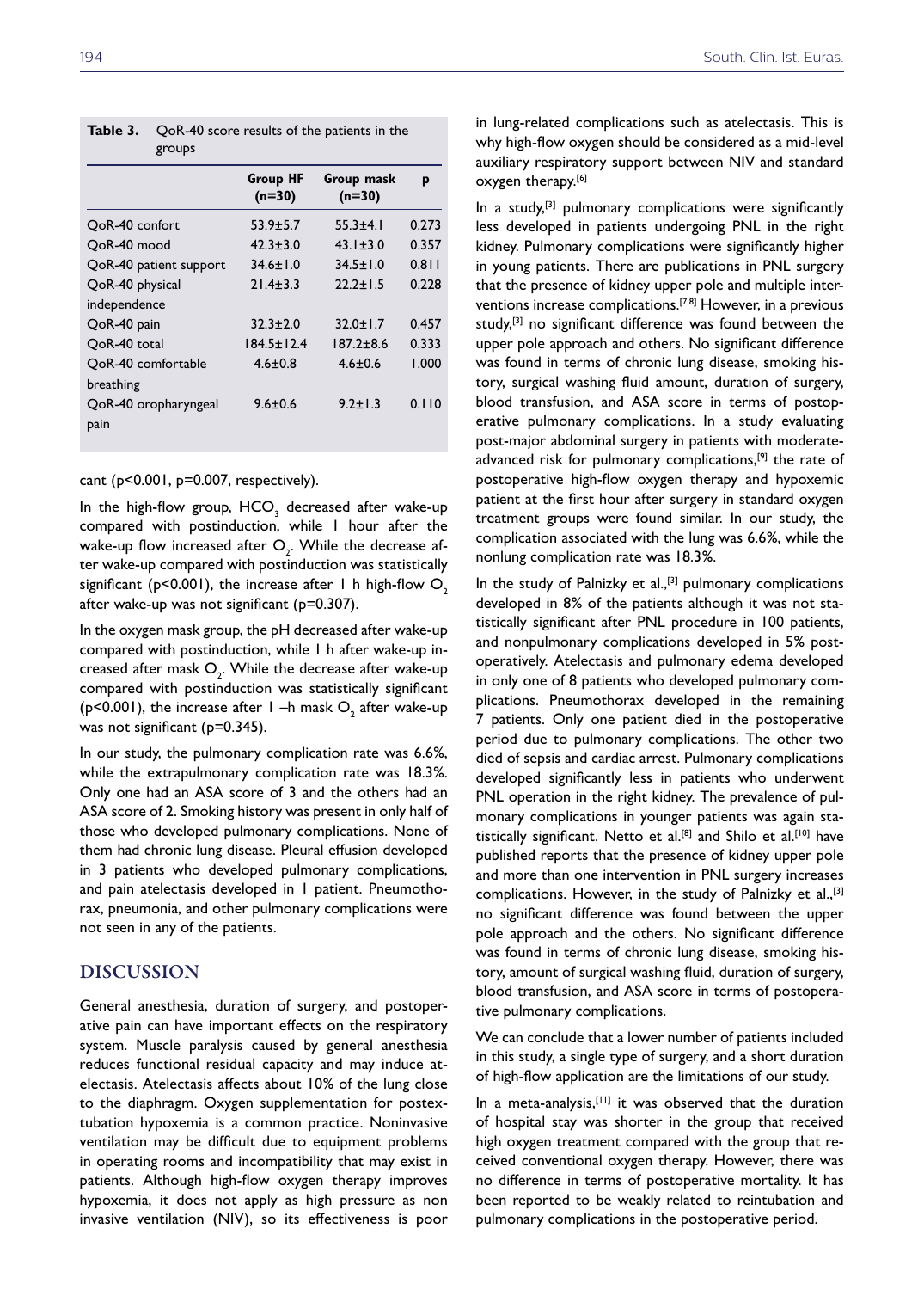**Table 3.** QoR-40 score results of the patients in the groups

| | Group HF (n=30) | Group mask (n=30) | p |
|---|---|---|---|
| QoR-40 confort | 53.9±5.7 | 55.3±4.1 | 0.273 |
| QoR-40 mood | 42.3±3.0 | 43.1±3.0 | 0.357 |
| QoR-40 patient support | 34.6±1.0 | 34.5±1.0 | 0.811 |
| QoR-40 physical independence | 21.4±3.3 | 22.2±1.5 | 0.228 |
| QoR-40 pain | 32.3±2.0 | 32.0±1.7 | 0.457 |
| QoR-40 total | 184.5±12.4 | 187.2±8.6 | 0.333 |
| QoR-40 comfortable breathing | 4.6±0.8 | 4.6±0.6 | 1.000 |
| QoR-40 oropharyngeal pain | 9.6±0.6 | 9.2±1.3 | 0.110 |

cant (p<0.001, p=0.007, respectively).

In the high-flow group, $HCO_3$ decreased after wake-up compared with postinduction, while 1 hour after the wake-up flow increased after $O_2$. While the decrease after wake-up compared with postinduction was statistically significant (p<0.001), the increase after 1 h high-flow $O_2$ after wake-up was not significant (p=0.307).

In the oxygen mask group, the pH decreased after wake-up compared with postinduction, while 1 h after wake-up increased after mask $O_2$. While the decrease after wake-up compared with postinduction was statistically significant (p<0.001), the increase after 1 –h mask $O_2$ after wake-up was not significant (p=0.345).

In our study, the pulmonary complication rate was 6.6%, while the extrapulmonary complication rate was 18.3%. Only one had an ASA score of 3 and the others had an ASA score of 2. Smoking history was present in only half of those who developed pulmonary complications. None of them had chronic lung disease. Pleural effusion developed in 3 patients who developed pulmonary complications, and pain atelectasis developed in 1 patient. Pneumothorax, pneumonia, and other pulmonary complications were not seen in any of the patients.

## DISCUSSION

General anesthesia, duration of surgery, and postoperative pain can have important effects on the respiratory system. Muscle paralysis caused by general anesthesia reduces functional residual capacity and may induce atelectasis. Atelectasis affects about 10% of the lung close to the diaphragm. Oxygen supplementation for postextubation hypoxemia is a common practice. Noninvasive ventilation may be difficult due to equipment problems in operating rooms and incompatibility that may exist in patients. Although high-flow oxygen therapy improves hypoxemia, it does not apply as high pressure as non invasive ventilation (NIV), so its effectiveness is poor in lung-related complications such as atelectasis. This is why high-flow oxygen should be considered as a mid-level auxiliary respiratory support between NIV and standard oxygen therapy.[6]

In a study,[3] pulmonary complications were significantly less developed in patients undergoing PNL in the right kidney. Pulmonary complications were significantly higher in young patients. There are publications in PNL surgery that the presence of kidney upper pole and multiple interventions increase complications.[7,8] However, in a previous study,[3] no significant difference was found between the upper pole approach and others. No significant difference was found in terms of chronic lung disease, smoking history, surgical washing fluid amount, duration of surgery, blood transfusion, and ASA score in terms of postoperative pulmonary complications. In a study evaluating post-major abdominal surgery in patients with moderate-advanced risk for pulmonary complications,[9] the rate of postoperative high-flow oxygen therapy and hypoxemic patient at the first hour after surgery in standard oxygen treatment groups were found similar. In our study, the complication associated with the lung was 6.6%, while the nonlung complication rate was 18.3%.

In the study of Palnizky et al.,[3] pulmonary complications developed in 8% of the patients although it was not statistically significant after PNL procedure in 100 patients, and nonpulmonary complications developed in 5% postoperatively. Atelectasis and pulmonary edema developed in only one of 8 patients who developed pulmonary complications. Pneumothorax developed in the remaining 7 patients. Only one patient died in the postoperative period due to pulmonary complications. The other two died of sepsis and cardiac arrest. Pulmonary complications developed significantly less in patients who underwent PNL operation in the right kidney. The prevalence of pulmonary complications in younger patients was again statistically significant. Netto et al.[8] and Shilo et al.[10] have published reports that the presence of kidney upper pole and more than one intervention in PNL surgery increases complications. However, in the study of Palnizky et al.,[3] no significant difference was found between the upper pole approach and the others. No significant difference was found in terms of chronic lung disease, smoking history, amount of surgical washing fluid, duration of surgery, blood transfusion, and ASA score in terms of postoperative pulmonary complications.

We can conclude that a lower number of patients included in this study, a single type of surgery, and a short duration of high-flow application are the limitations of our study.

In a meta-analysis,[11] it was observed that the duration of hospital stay was shorter in the group that received high oxygen treatment compared with the group that received conventional oxygen therapy. However, there was no difference in terms of postoperative mortality. It has been reported to be weakly related to reintubation and pulmonary complications in the postoperative period.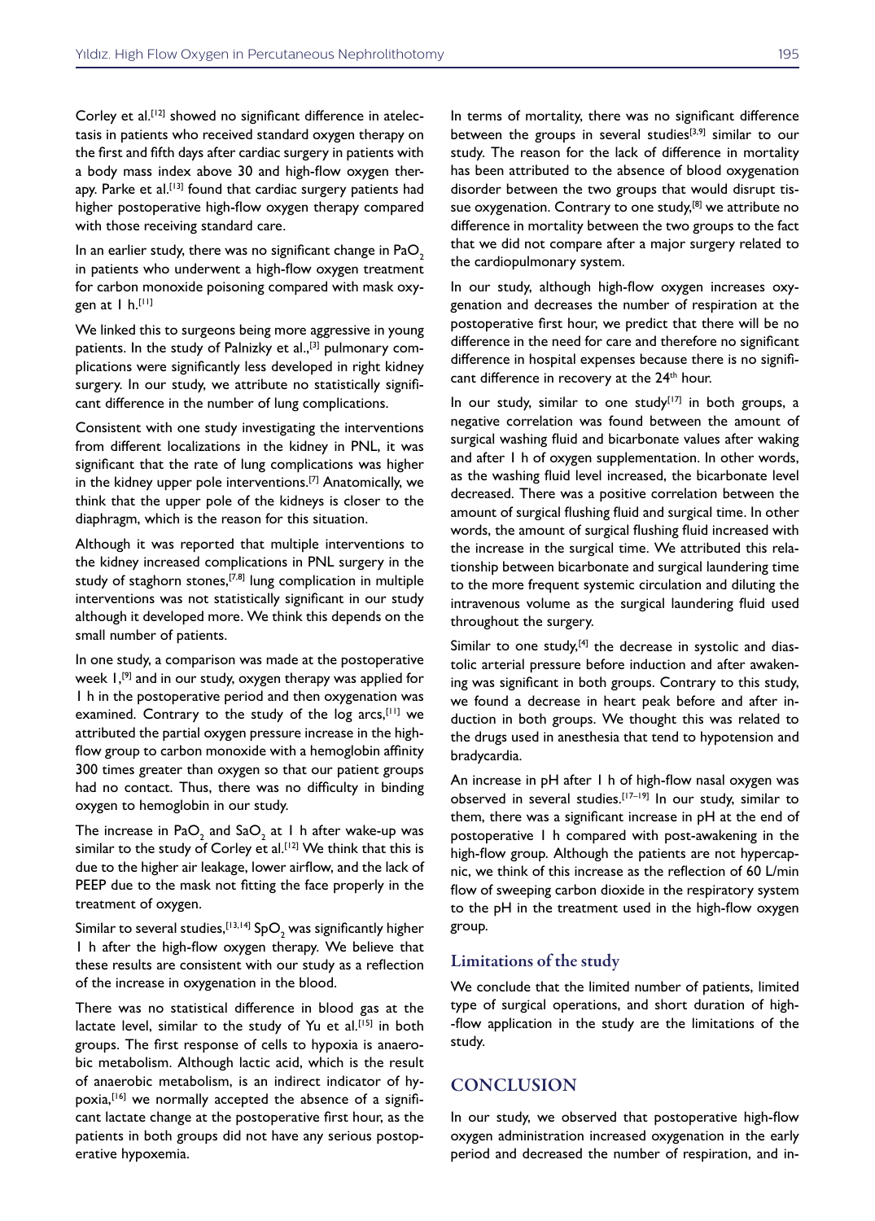Corley et al.[12] showed no significant difference in atelectasis in patients who received standard oxygen therapy on the first and fifth days after cardiac surgery in patients with a body mass index above 30 and high-flow oxygen therapy. Parke et al.[13] found that cardiac surgery patients had higher postoperative high-flow oxygen therapy compared with those receiving standard care.

In an earlier study, there was no significant change in $PaO_2$ in patients who underwent a high-flow oxygen treatment for carbon monoxide poisoning compared with mask oxygen at 1 h.[11]

We linked this to surgeons being more aggressive in young patients. In the study of Palnizky et al.,[3] pulmonary complications were significantly less developed in right kidney surgery. In our study, we attribute no statistically significant difference in the number of lung complications.

Consistent with one study investigating the interventions from different localizations in the kidney in PNL, it was significant that the rate of lung complications was higher in the kidney upper pole interventions.[7] Anatomically, we think that the upper pole of the kidneys is closer to the diaphragm, which is the reason for this situation.

Although it was reported that multiple interventions to the kidney increased complications in PNL surgery in the study of staghorn stones,[7,8] lung complication in multiple interventions was not statistically significant in our study although it developed more. We think this depends on the small number of patients.

In one study, a comparison was made at the postoperative week 1,[9] and in our study, oxygen therapy was applied for 1 h in the postoperative period and then oxygenation was examined. Contrary to the study of the log arcs,[11] we attributed the partial oxygen pressure increase in the high-flow group to carbon monoxide with a hemoglobin affinity 300 times greater than oxygen so that our patient groups had no contact. Thus, there was no difficulty in binding oxygen to hemoglobin in our study.

The increase in $PaO_2$ and $SaO_2$ at 1 h after wake-up was similar to the study of Corley et al.[12] We think that this is due to the higher air leakage, lower airflow, and the lack of PEEP due to the mask not fitting the face properly in the treatment of oxygen.

Similar to several studies,[13,14] $SpO_2$ was significantly higher 1 h after the high-flow oxygen therapy. We believe that these results are consistent with our study as a reflection of the increase in oxygenation in the blood.

There was no statistical difference in blood gas at the lactate level, similar to the study of Yu et al.[15] in both groups. The first response of cells to hypoxia is anaerobic metabolism. Although lactic acid, which is the result of anaerobic metabolism, is an indirect indicator of hypoxia,[16] we normally accepted the absence of a significant lactate change at the postoperative first hour, as the patients in both groups did not have any serious postoperative hypoxemia.

In terms of mortality, there was no significant difference between the groups in several studies[3,9] similar to our study. The reason for the lack of difference in mortality has been attributed to the absence of blood oxygenation disorder between the two groups that would disrupt tissue oxygenation. Contrary to one study,[8] we attribute no difference in mortality between the two groups to the fact that we did not compare after a major surgery related to the cardiopulmonary system.

In our study, although high-flow oxygen increases oxygenation and decreases the number of respiration at the postoperative first hour, we predict that there will be no difference in the need for care and therefore no significant difference in hospital expenses because there is no significant difference in recovery at the 24th hour.

In our study, similar to one study[17] in both groups, a negative correlation was found between the amount of surgical washing fluid and bicarbonate values after waking and after 1 h of oxygen supplementation. In other words, as the washing fluid level increased, the bicarbonate level decreased. There was a positive correlation between the amount of surgical flushing fluid and surgical time. In other words, the amount of surgical flushing fluid increased with the increase in the surgical time. We attributed this relationship between bicarbonate and surgical laundering time to the more frequent systemic circulation and diluting the intravenous volume as the surgical laundering fluid used throughout the surgery.

Similar to one study,[4] the decrease in systolic and diastolic arterial pressure before induction and after awakening was significant in both groups. Contrary to this study, we found a decrease in heart peak before and after induction in both groups. We thought this was related to the drugs used in anesthesia that tend to hypotension and bradycardia.

An increase in pH after 1 h of high-flow nasal oxygen was observed in several studies.[17–19] In our study, similar to them, there was a significant increase in pH at the end of postoperative 1 h compared with post-awakening in the high-flow group. Although the patients are not hypercapnic, we think of this increase as the reflection of 60 L/min flow of sweeping carbon dioxide in the respiratory system to the pH in the treatment used in the high-flow oxygen group.

### Limitations of the study

We conclude that the limited number of patients, limited type of surgical operations, and short duration of high-flow application in the study are the limitations of the study.

## CONCLUSION

In our study, we observed that postoperative high-flow oxygen administration increased oxygenation in the early period and decreased the number of respiration, and in-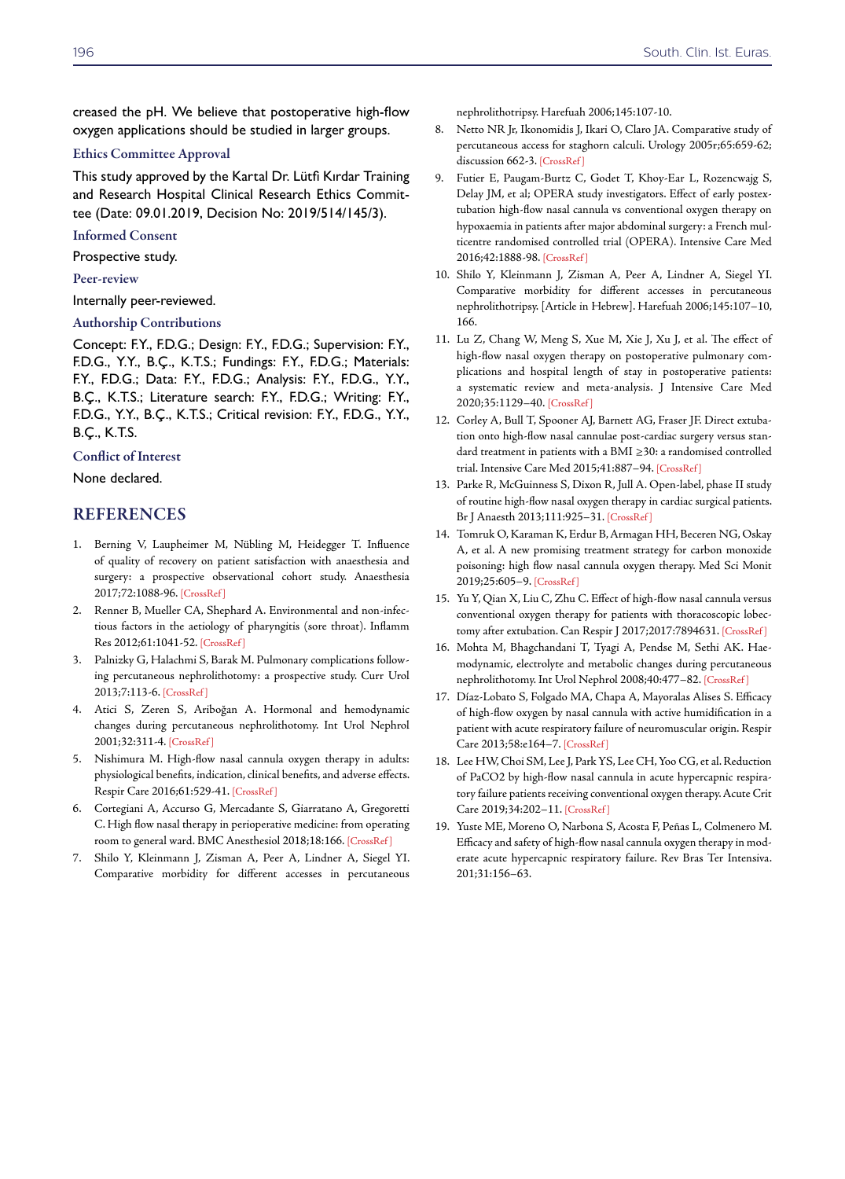creased the pH. We believe that postoperative high-flow oxygen applications should be studied in larger groups.

### Ethics Committee Approval

This study approved by the Kartal Dr. Lütfi Kırdar Training and Research Hospital Clinical Research Ethics Committee (Date: 09.01.2019, Decision No: 2019/514/145/3).

### Informed Consent

Prospective study.

### Peer-review

Internally peer-reviewed.

### Authorship Contributions

Concept: F.Y., F.D.G.; Design: F.Y., F.D.G.; Supervision: F.Y., F.D.G., Y.Y., B.Ç., K.T.S.; Fundings: F.Y., F.D.G.; Materials: F.Y., F.D.G.; Data: F.Y., F.D.G.; Analysis: F.Y., F.D.G., Y.Y., B.Ç., K.T.S.; Literature search: F.Y., F.D.G.; Writing: F.Y., F.D.G., Y.Y., B.Ç., K.T.S.; Critical revision: F.Y., F.D.G., Y.Y., B.Ç., K.T.S.

### Conflict of Interest

None declared.

## REFERENCES

1. Berning V, Laupheimer M, Nübling M, Heidegger T. Influence of quality of recovery on patient satisfaction with anaesthesia and surgery: a prospective observational cohort study. Anaesthesia 2017;72:1088-96. [CrossRef]
2. Renner B, Mueller CA, Shephard A. Environmental and non-infectious factors in the aetiology of pharyngitis (sore throat). Inflamm Res 2012;61:1041-52. [CrossRef]
3. Palnizky G, Halachmi S, Barak M. Pulmonary complications following percutaneous nephrolithotomy: a prospective study. Curr Urol 2013;7:113-6. [CrossRef]
4. Atici S, Zeren S, Ariboğan A. Hormonal and hemodynamic changes during percutaneous nephrolithotomy. Int Urol Nephrol 2001;32:311-4. [CrossRef]
5. Nishimura M. High-flow nasal cannula oxygen therapy in adults: physiological benefits, indication, clinical benefits, and adverse effects. Respir Care 2016;61:529-41. [CrossRef]
6. Cortegiani A, Accurso G, Mercadante S, Giarratano A, Gregoretti C. High flow nasal therapy in perioperative medicine: from operating room to general ward. BMC Anesthesiol 2018;18:166. [CrossRef]
7. Shilo Y, Kleinmann J, Zisman A, Peer A, Lindner A, Siegel YI. Comparative morbidity for different accesses in percutaneous nephrolithotripsy. Harefuah 2006;145:107-10.
8. Netto NR Jr, Ikonomidis J, Ikari O, Claro JA. Comparative study of percutaneous access for staghorn calculi. Urology 2005r;65:659-62; discussion 662-3. [CrossRef]
9. Futier E, Paugam-Burtz C, Godet T, Khoy-Ear L, Rozencwajg S, Delay JM, et al; OPERA study investigators. Effect of early postextubation high-flow nasal cannula vs conventional oxygen therapy on hypoxaemia in patients after major abdominal surgery: a French multicentre randomised controlled trial (OPERA). Intensive Care Med 2016;42:1888-98. [CrossRef]
10. Shilo Y, Kleinmann J, Zisman A, Peer A, Lindner A, Siegel YI. Comparative morbidity for different accesses in percutaneous nephrolithotripsy. [Article in Hebrew]. Harefuah 2006;145:107–10, 166.
11. Lu Z, Chang W, Meng S, Xue M, Xie J, Xu J, et al. The effect of high-flow nasal oxygen therapy on postoperative pulmonary complications and hospital length of stay in postoperative patients: a systematic review and meta-analysis. J Intensive Care Med 2020;35:1129–40. [CrossRef]
12. Corley A, Bull T, Spooner AJ, Barnett AG, Fraser JF. Direct extubation onto high-flow nasal cannulae post-cardiac surgery versus standard treatment in patients with a BMI ≥30: a randomised controlled trial. Intensive Care Med 2015;41:887–94. [CrossRef]
13. Parke R, McGuinness S, Dixon R, Jull A. Open-label, phase II study of routine high-flow nasal oxygen therapy in cardiac surgical patients. Br J Anaesth 2013;111:925–31. [CrossRef]
14. Tomruk O, Karaman K, Erdur B, Armagan HH, Beceren NG, Oskay A, et al. A new promising treatment strategy for carbon monoxide poisoning: high flow nasal cannula oxygen therapy. Med Sci Monit 2019;25:605–9. [CrossRef]
15. Yu Y, Qian X, Liu C, Zhu C. Effect of high-flow nasal cannula versus conventional oxygen therapy for patients with thoracoscopic lobectomy after extubation. Can Respir J 2017;2017:7894631. [CrossRef]
16. Mohta M, Bhagchandani T, Tyagi A, Pendse M, Sethi AK. Haemodynamic, electrolyte and metabolic changes during percutaneous nephrolithotomy. Int Urol Nephrol 2008;40:477–82. [CrossRef]
17. Díaz-Lobato S, Folgado MA, Chapa A, Mayoralas Alises S. Efficacy of high-flow oxygen by nasal cannula with active humidification in a patient with acute respiratory failure of neuromuscular origin. Respir Care 2013;58:e164–7. [CrossRef]
18. Lee HW, Choi SM, Lee J, Park YS, Lee CH, Yoo CG, et al. Reduction of PaCO2 by high-flow nasal cannula in acute hypercapnic respiratory failure patients receiving conventional oxygen therapy. Acute Crit Care 2019;34:202–11. [CrossRef]
19. Yuste ME, Moreno O, Narbona S, Acosta F, Peñas L, Colmenero M. Efficacy and safety of high-flow nasal cannula oxygen therapy in moderate acute hypercapnic respiratory failure. Rev Bras Ter Intensiva. 201;31:156–63.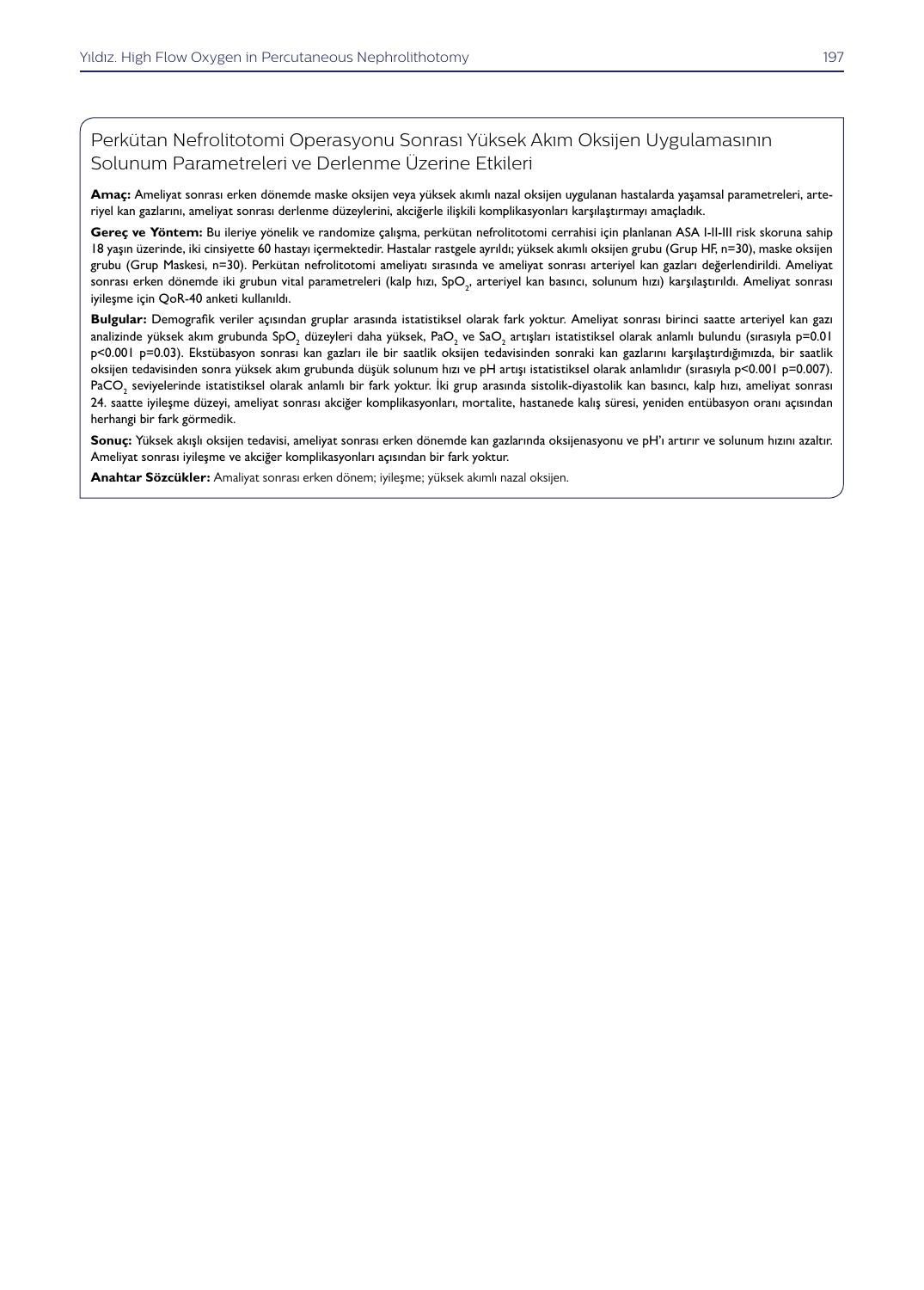# Perkütan Nefrolitotomi Operasyonu Sonrası Yüksek Akım Oksijen Uygulamasının Solunum Parametreleri ve Derlenme Üzerine Etkileri

**Amaç:** Ameliyat sonrası erken dönemde maske oksijen veya yüksek akımlı nazal oksijen uygulanan hastalarda yaşamsal parametreleri, arteriyel kan gazlarını, ameliyat sonrası derlenme düzeylerini, akciğerle ilişkili komplikasyonları karşılaştırmayı amaçladık.

**Gereç ve Yöntem:** Bu ileriye yönelik ve randomize çalışma, perkütan nefrolitotomi cerrahisi için planlanan ASA I-II-III risk skoruna sahip 18 yaşın üzerinde, iki cinsiyette 60 hastayı içermektedir. Hastalar rastgele ayrıldı; yüksek akımlı oksijen grubu (Grup HF, n=30), maske oksijen grubu (Grup Maskesi, n=30). Perkütan nefrolitotomi ameliyatı sırasında ve ameliyat sonrası arteriyel kan gazları değerlendirildi. Ameliyat sonrası erken dönemde iki grubun vital parametreleri (kalp hızı, $SpO_2$, arteriyel kan basıncı, solunum hızı) karşılaştırıldı. Ameliyat sonrası iyileşme için QoR-40 anketi kullanıldı.

**Bulgular:** Demografik veriler açısından gruplar arasında istatistiksel olarak fark yoktur. Ameliyat sonrası birinci saatte arteriyel kan gazı analizinde yüksek akım grubunda $SpO_2$ düzeyleri daha yüksek, $PaO_2$ ve $SaO_2$ artışları istatistiksel olarak anlamlı bulundu (sırasıyla p=0.01 p<0.001 p=0.03). Ekstübasyon sonrası kan gazları ile bir saatlik oksijen tedavisinden sonraki kan gazlarını karşılaştırdığımızda, bir saatlik oksijen tedavisinden sonra yüksek akım grubunda düşük solunum hızı ve pH artışı istatistiksel olarak anlamlıdır (sırasıyla p<0.001 p=0.007). $PaCO_2$ seviyelerinde istatistiksel olarak anlamlı bir fark yoktur. İki grup arasında sistolik-diyastolik kan basıncı, kalp hızı, ameliyat sonrası 24. saatte iyileşme düzeyi, ameliyat sonrası akciğer komplikasyonları, mortalite, hastanede kalış süresi, yeniden entübasyon oranı açısından herhangi bir fark görmedik.

**Sonuç:** Yüksek akışlı oksijen tedavisi, ameliyat sonrası erken dönemde kan gazlarında oksijenasyonu ve pH'ı artırır ve solunum hızını azaltır. Ameliyat sonrası iyileşme ve akciğer komplikasyonları açısından bir fark yoktur.

**Anahtar Sözcükler:** Amaliyat sonrası erken dönem; iyileşme; yüksek akımlı nazal oksijen.